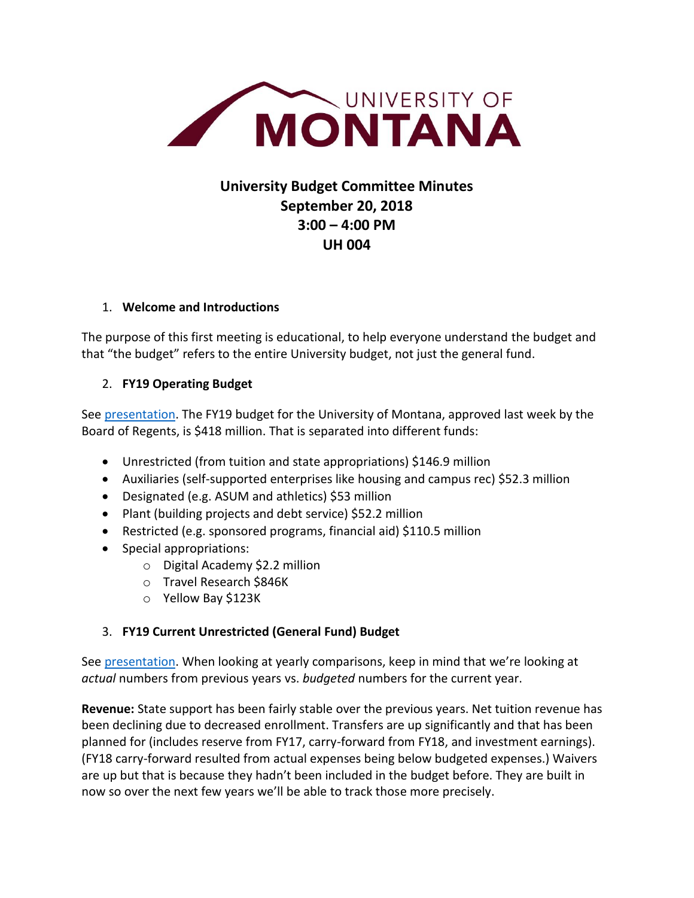# University Budget Committee Minutes
## September 20, 2018
## 3:00 – 4:00 PM
## UH 004

1. **Welcome and Introductions**

The purpose of this first meeting is educational, to help everyone understand the budget and that "the budget" refers to the entire University budget, not just the general fund.

2. **FY19 Operating Budget**

See presentation. The FY19 budget for the University of Montana, approved last week by the Board of Regents, is $418 million. That is separated into different funds:

- Unrestricted (from tuition and state appropriations) $146.9 million
- Auxiliaries (self-supported enterprises like housing and campus rec) $52.3 million
- Designated (e.g. ASUM and athletics) $53 million
- Plant (building projects and debt service) $52.2 million
- Restricted (e.g. sponsored programs, financial aid) $110.5 million
- Special appropriations:
  - Digital Academy $2.2 million
  - Travel Research $846K
  - Yellow Bay $123K

3. **FY19 Current Unrestricted (General Fund) Budget**

See presentation. When looking at yearly comparisons, keep in mind that we're looking at *actual* numbers from previous years vs. *budgeted* numbers for the current year.

**Revenue:** State support has been fairly stable over the previous years. Net tuition revenue has been declining due to decreased enrollment. Transfers are up significantly and that has been planned for (includes reserve from FY17, carry-forward from FY18, and investment earnings). (FY18 carry-forward resulted from actual expenses being below budgeted expenses.) Waivers are up but that is because they hadn't been included in the budget before. They are built in now so over the next few years we'll be able to track those more precisely.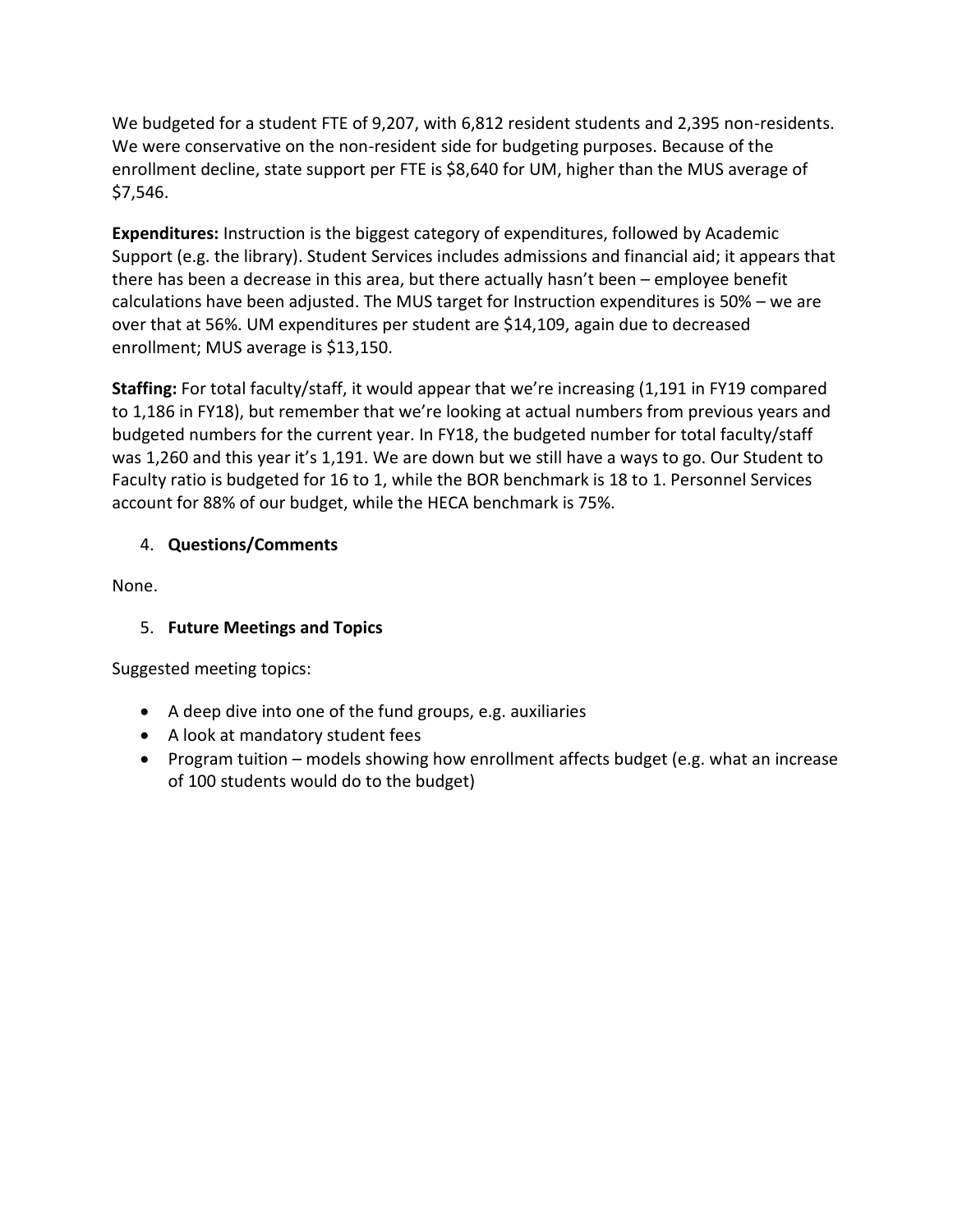We budgeted for a student FTE of 9,207, with 6,812 resident students and 2,395 non-residents. We were conservative on the non-resident side for budgeting purposes. Because of the enrollment decline, state support per FTE is $8,640 for UM, higher than the MUS average of $7,546.

**Expenditures:** Instruction is the biggest category of expenditures, followed by Academic Support (e.g. the library). Student Services includes admissions and financial aid; it appears that there has been a decrease in this area, but there actually hasn't been – employee benefit calculations have been adjusted. The MUS target for Instruction expenditures is 50% – we are over that at 56%. UM expenditures per student are $14,109, again due to decreased enrollment; MUS average is $13,150.

**Staffing:** For total faculty/staff, it would appear that we're increasing (1,191 in FY19 compared to 1,186 in FY18), but remember that we're looking at actual numbers from previous years and budgeted numbers for the current year. In FY18, the budgeted number for total faculty/staff was 1,260 and this year it's 1,191. We are down but we still have a ways to go. Our Student to Faculty ratio is budgeted for 16 to 1, while the BOR benchmark is 18 to 1. Personnel Services account for 88% of our budget, while the HECA benchmark is 75%.

4. **Questions/Comments**

None.

5. **Future Meetings and Topics**

Suggested meeting topics:

- A deep dive into one of the fund groups, e.g. auxiliaries
- A look at mandatory student fees
- Program tuition – models showing how enrollment affects budget (e.g. what an increase of 100 students would do to the budget)